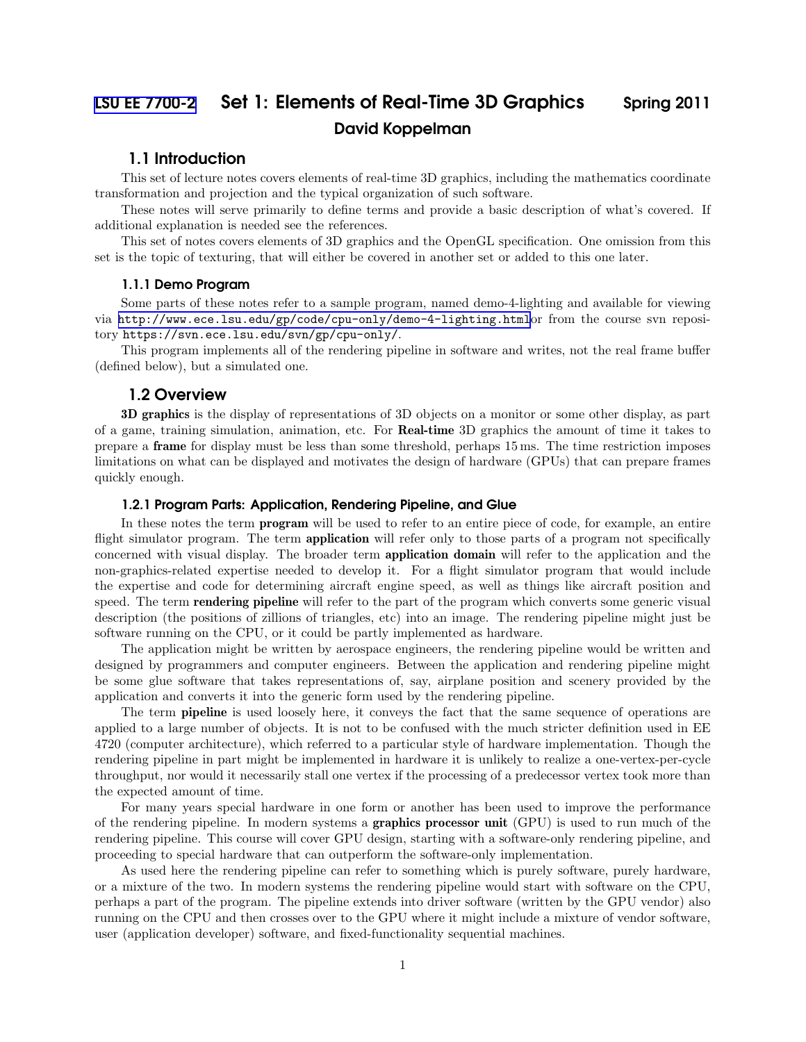# LSU EE 7700-2 Set 1: Elements of Real-Time 3D Graphics Spring 2011

**David Koppelman**

## 1.1 Introduction

This set of lecture notes covers elements of real-time 3D graphics, including the mathematics coordinate transformation and projection and the typical organization of such software.

These notes will serve primarily to define terms and provide a basic description of what's covered. If additional explanation is needed see the references.

This set of notes covers elements of 3D graphics and the OpenGL specification. One omission from this set is the topic of texturing, that will either be covered in another set or added to this one later.

### 1.1.1 Demo Program

Some parts of these notes refer to a sample program, named demo-4-lighting and available for viewing via http://www.ece.lsu.edu/gp/code/cpu-only/demo-4-lighting.htmlor from the course svn repository `https://svn.ece.lsu.edu/svn/gp/cpu-only/`.

This program implements all of the rendering pipeline in software and writes, not the real frame buffer (defined below), but a simulated one.

## 1.2 Overview

**3D graphics** is the display of representations of 3D objects on a monitor or some other display, as part of a game, training simulation, animation, etc. For **Real-time** 3D graphics the amount of time it takes to prepare a **frame** for display must be less than some threshold, perhaps 15 ms. The time restriction imposes limitations on what can be displayed and motivates the design of hardware (GPUs) that can prepare frames quickly enough.

### 1.2.1 Program Parts: Application, Rendering Pipeline, and Glue

In these notes the term **program** will be used to refer to an entire piece of code, for example, an entire flight simulator program. The term **application** will refer only to those parts of a program not specifically concerned with visual display. The broader term **application domain** will refer to the application and the non-graphics-related expertise needed to develop it. For a flight simulator program that would include the expertise and code for determining aircraft engine speed, as well as things like aircraft position and speed. The term **rendering pipeline** will refer to the part of the program which converts some generic visual description (the positions of zillions of triangles, etc) into an image. The rendering pipeline might just be software running on the CPU, or it could be partly implemented as hardware.

The application might be written by aerospace engineers, the rendering pipeline would be written and designed by programmers and computer engineers. Between the application and rendering pipeline might be some glue software that takes representations of, say, airplane position and scenery provided by the application and converts it into the generic form used by the rendering pipeline.

The term **pipeline** is used loosely here, it conveys the fact that the same sequence of operations are applied to a large number of objects. It is not to be confused with the much stricter definition used in EE 4720 (computer architecture), which referred to a particular style of hardware implementation. Though the rendering pipeline in part might be implemented in hardware it is unlikely to realize a one-vertex-per-cycle throughput, nor would it necessarily stall one vertex if the processing of a predecessor vertex took more than the expected amount of time.

For many years special hardware in one form or another has been used to improve the performance of the rendering pipeline. In modern systems a **graphics processor unit** (GPU) is used to run much of the rendering pipeline. This course will cover GPU design, starting with a software-only rendering pipeline, and proceeding to special hardware that can outperform the software-only implementation.

As used here the rendering pipeline can refer to something which is purely software, purely hardware, or a mixture of the two. In modern systems the rendering pipeline would start with software on the CPU, perhaps a part of the program. The pipeline extends into driver software (written by the GPU vendor) also running on the CPU and then crosses over to the GPU where it might include a mixture of vendor software, user (application developer) software, and fixed-functionality sequential machines.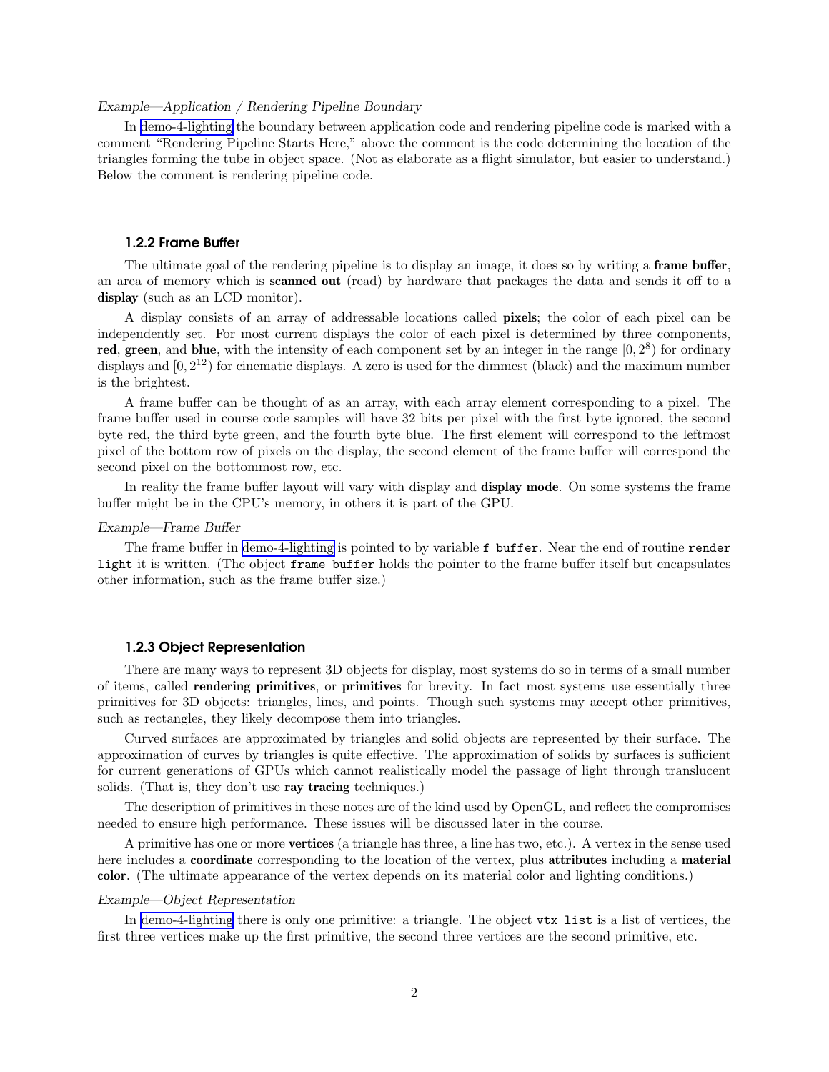*Example—Application / Rendering Pipeline Boundary*

In demo-4-lighting the boundary between application code and rendering pipeline code is marked with a comment "Rendering Pipeline Starts Here," above the comment is the code determining the location of the triangles forming the tube in object space. (Not as elaborate as a flight simulator, but easier to understand.) Below the comment is rendering pipeline code.

### 1.2.2 Frame Buffer

The ultimate goal of the rendering pipeline is to display an image, it does so by writing a **frame buffer**, an area of memory which is **scanned out** (read) by hardware that packages the data and sends it off to a **display** (such as an LCD monitor).

A display consists of an array of addressable locations called **pixels**; the color of each pixel can be independently set. For most current displays the color of each pixel is determined by three components, **red**, **green**, and **blue**, with the intensity of each component set by an integer in the range $[0, 2^8)$ for ordinary displays and $[0, 2^{12})$ for cinematic displays. A zero is used for the dimmest (black) and the maximum number is the brightest.

A frame buffer can be thought of as an array, with each array element corresponding to a pixel. The frame buffer used in course code samples will have 32 bits per pixel with the first byte ignored, the second byte red, the third byte green, and the fourth byte blue. The first element will correspond to the leftmost pixel of the bottom row of pixels on the display, the second element of the frame buffer will correspond the second pixel on the bottommost row, etc.

In reality the frame buffer layout will vary with display and **display mode**. On some systems the frame buffer might be in the CPU's memory, in others it is part of the GPU.

*Example—Frame Buffer*

The frame buffer in demo-4-lighting is pointed to by variable `f buffer`. Near the end of routine `render light` it is written. (The object `frame buffer` holds the pointer to the frame buffer itself but encapsulates other information, such as the frame buffer size.)

### 1.2.3 Object Representation

There are many ways to represent 3D objects for display, most systems do so in terms of a small number of items, called **rendering primitives**, or **primitives** for brevity. In fact most systems use essentially three primitives for 3D objects: triangles, lines, and points. Though such systems may accept other primitives, such as rectangles, they likely decompose them into triangles.

Curved surfaces are approximated by triangles and solid objects are represented by their surface. The approximation of curves by triangles is quite effective. The approximation of solids by surfaces is sufficient for current generations of GPUs which cannot realistically model the passage of light through translucent solids. (That is, they don't use **ray tracing** techniques.)

The description of primitives in these notes are of the kind used by OpenGL, and reflect the compromises needed to ensure high performance. These issues will be discussed later in the course.

A primitive has one or more **vertices** (a triangle has three, a line has two, etc.). A vertex in the sense used here includes a **coordinate** corresponding to the location of the vertex, plus **attributes** including a **material color**. (The ultimate appearance of the vertex depends on its material color and lighting conditions.)

*Example—Object Representation*

In demo-4-lighting there is only one primitive: a triangle. The object `vtx list` is a list of vertices, the first three vertices make up the first primitive, the second three vertices are the second primitive, etc.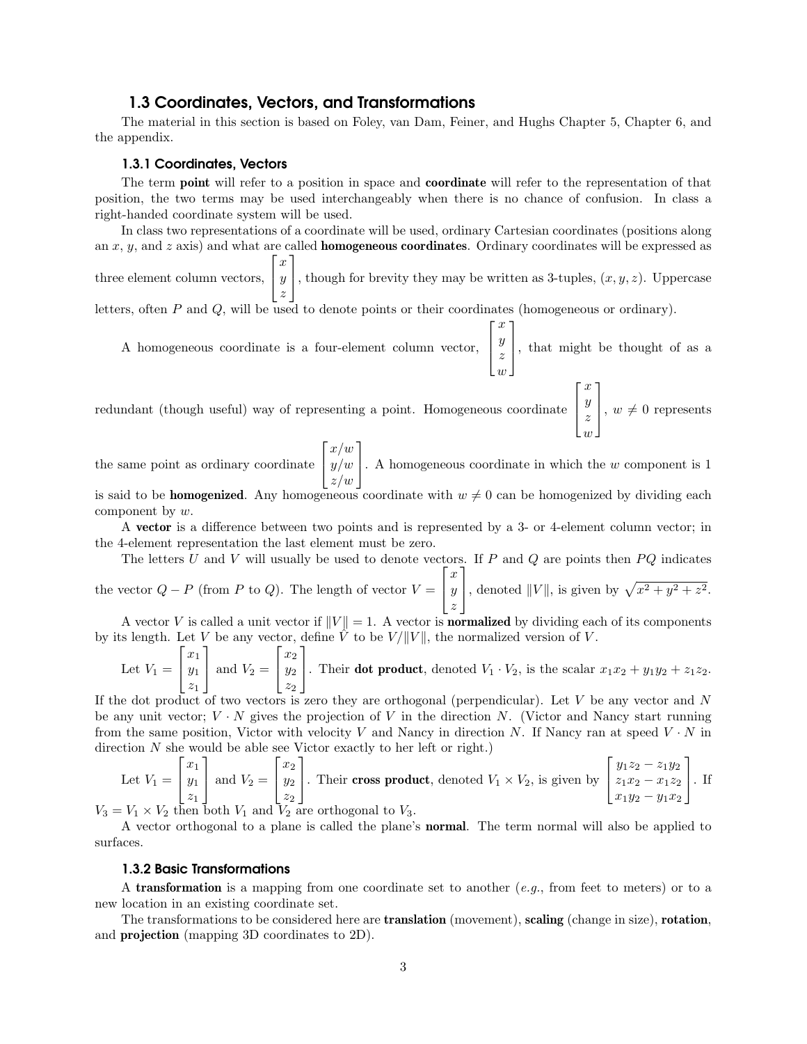## 1.3 Coordinates, Vectors, and Transformations

The material in this section is based on Foley, van Dam, Feiner, and Hughs Chapter 5, Chapter 6, and the appendix.

### 1.3.1 Coordinates, Vectors

The term **point** will refer to a position in space and **coordinate** will refer to the representation of that position, the two terms may be used interchangeably when there is no chance of confusion. In class a right-handed coordinate system will be used.

In class two representations of a coordinate will be used, ordinary Cartesian coordinates (positions along an $x$, $y$, and $z$ axis) and what are called **homogeneous coordinates**. Ordinary coordinates will be expressed as three element column vectors, $\begin{bmatrix} x \\ y \\ z \end{bmatrix}$, though for brevity they may be written as 3-tuples, $(x, y, z)$. Uppercase letters, often $P$ and $Q$, will be used to denote points or their coordinates (homogeneous or ordinary).

A homogeneous coordinate is a four-element column vector, $\begin{bmatrix} x \\ y \\ z \\ w \end{bmatrix}$, that might be thought of as a redundant (though useful) way of representing a point. Homogeneous coordinate $\begin{bmatrix} x \\ y \\ z \\ w \end{bmatrix}$, $w \neq 0$ represents the same point as ordinary coordinate $\begin{bmatrix} x/w \\ y/w \\ z/w \end{bmatrix}$. A homogeneous coordinate in which the $w$ component is 1 is said to be **homogenized**. Any homogeneous coordinate with $w \neq 0$ can be homogenized by dividing each component by $w$.

A **vector** is a difference between two points and is represented by a 3- or 4-element column vector; in the 4-element representation the last element must be zero.

The letters $U$ and $V$ will usually be used to denote vectors. If $P$ and $Q$ are points then $PQ$ indicates the vector $Q - P$ (from $P$ to $Q$). The length of vector $V = \begin{bmatrix} x \\ y \\ z \end{bmatrix}$, denoted $\|V\|$, is given by $\sqrt{x^2 + y^2 + z^2}$.

A vector $V$ is called a unit vector if $\|V\| = 1$. A vector is **normalized** by dividing each of its components by its length. Let $V$ be any vector, define $\hat{V}$ to be $V/\|V\|$, the normalized version of $V$.

Let $V_1 = \begin{bmatrix} x_1 \\ y_1 \\ z_1 \end{bmatrix}$ and $V_2 = \begin{bmatrix} x_2 \\ y_2 \\ z_2 \end{bmatrix}$. Their **dot product**, denoted $V_1 \cdot V_2$, is the scalar $x_1x_2 + y_1y_2 + z_1z_2$. If the dot product of two vectors is zero they are orthogonal (perpendicular). Let $V$ be any vector and $N$ be any unit vector; $V \cdot N$ gives the projection of $V$ in the direction $N$. (Victor and Nancy start running from the same position, Victor with velocity $V$ and Nancy in direction $N$. If Nancy ran at speed $V \cdot N$ in direction $N$ she would be able see Victor exactly to her left or right.)

Let $V_1 = \begin{bmatrix} x_1 \\ y_1 \\ z_1 \end{bmatrix}$ and $V_2 = \begin{bmatrix} x_2 \\ y_2 \\ z_2 \end{bmatrix}$. Their **cross product**, denoted $V_1 \times V_2$, is given by $\begin{bmatrix} y_1z_2 - z_1y_2 \\ z_1x_2 - x_1z_2 \\ x_1y_2 - y_1x_2 \end{bmatrix}$. If $V_3 = V_1 \times V_2$ then both $V_1$ and $V_2$ are orthogonal to $V_3$.

A vector orthogonal to a plane is called the plane's **normal**. The term normal will also be applied to surfaces.

### 1.3.2 Basic Transformations

A **transformation** is a mapping from one coordinate set to another (*e.g.*, from feet to meters) or to a new location in an existing coordinate set.

The transformations to be considered here are **translation** (movement), **scaling** (change in size), **rotation**, and **projection** (mapping 3D coordinates to 2D).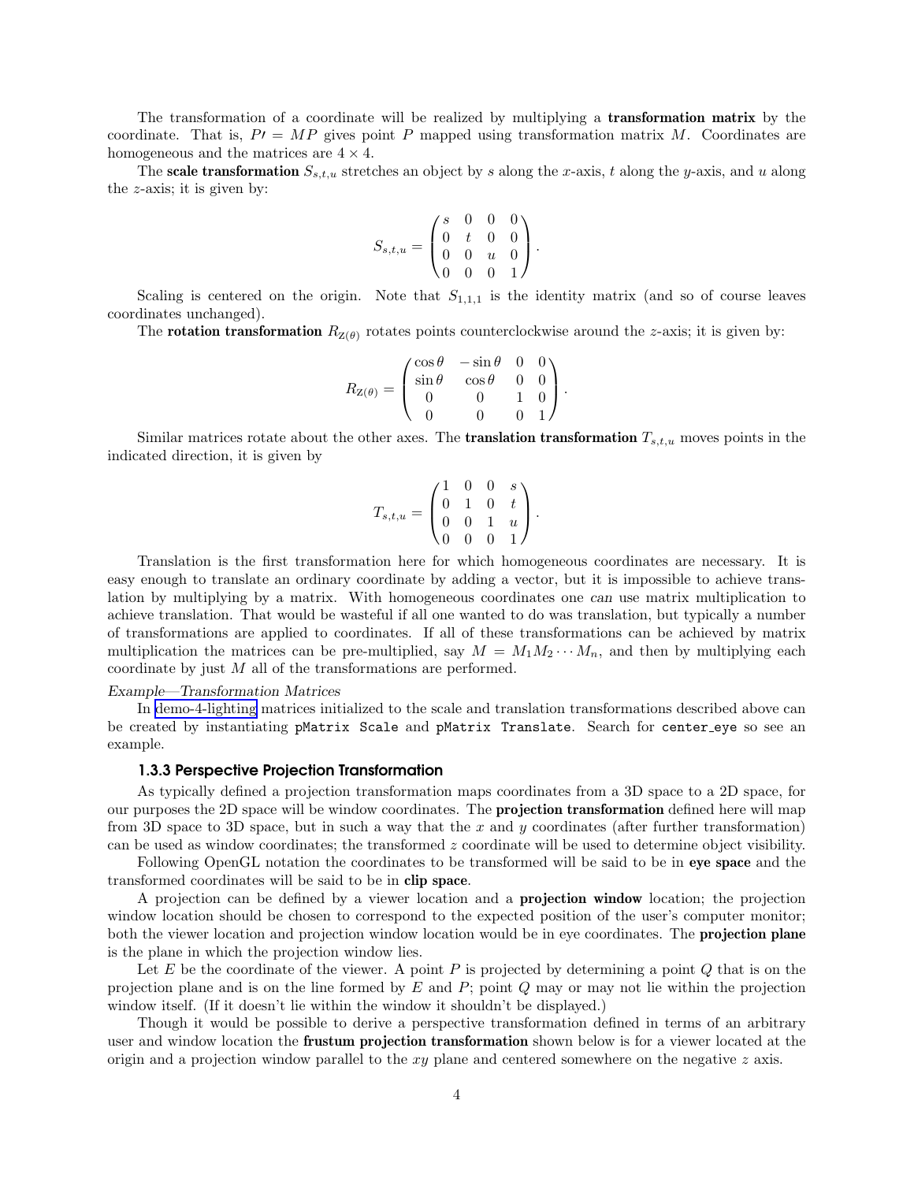The transformation of a coordinate will be realized by multiplying a **transformation matrix** by the coordinate. That is, $P\prime = MP$ gives point $P$ mapped using transformation matrix $M$. Coordinates are homogeneous and the matrices are $4 \times 4$.

The **scale transformation** $S_{s,t,u}$ stretches an object by $s$ along the $x$-axis, $t$ along the $y$-axis, and $u$ along the $z$-axis; it is given by:

$$S_{s,t,u} = \begin{pmatrix} s & 0 & 0 & 0 \\ 0 & t & 0 & 0 \\ 0 & 0 & u & 0 \\ 0 & 0 & 0 & 1 \end{pmatrix}.$$

Scaling is centered on the origin. Note that $S_{1,1,1}$ is the identity matrix (and so of course leaves coordinates unchanged).

The **rotation transformation** $R_{\mathrm{Z}(\theta)}$ rotates points counterclockwise around the $z$-axis; it is given by:

$$R_{\mathrm{Z}(\theta)} = \begin{pmatrix} \cos\theta & -\sin\theta & 0 & 0 \\ \sin\theta & \cos\theta & 0 & 0 \\ 0 & 0 & 1 & 0 \\ 0 & 0 & 0 & 1 \end{pmatrix}.$$

Similar matrices rotate about the other axes. The **translation transformation** $T_{s,t,u}$ moves points in the indicated direction, it is given by

$$T_{s,t,u} = \begin{pmatrix} 1 & 0 & 0 & s \\ 0 & 1 & 0 & t \\ 0 & 0 & 1 & u \\ 0 & 0 & 0 & 1 \end{pmatrix}.$$

Translation is the first transformation here for which homogeneous coordinates are necessary. It is easy enough to translate an ordinary coordinate by adding a vector, but it is impossible to achieve translation by multiplying by a matrix. With homogeneous coordinates one *can* use matrix multiplication to achieve translation. That would be wasteful if all one wanted to do was translation, but typically a number of transformations are applied to coordinates. If all of these transformations can be achieved by matrix multiplication the matrices can be pre-multiplied, say $M = M_1 M_2 \cdots M_n$, and then by multiplying each coordinate by just $M$ all of the transformations are performed.

*Example—Transformation Matrices*

In demo-4-lighting matrices initialized to the scale and translation transformations described above can be created by instantiating `pMatrix Scale` and `pMatrix Translate`. Search for `center_eye` so see an example.

### 1.3.3 Perspective Projection Transformation

As typically defined a projection transformation maps coordinates from a 3D space to a 2D space, for our purposes the 2D space will be window coordinates. The **projection transformation** defined here will map from 3D space to 3D space, but in such a way that the $x$ and $y$ coordinates (after further transformation) can be used as window coordinates; the transformed $z$ coordinate will be used to determine object visibility.

Following OpenGL notation the coordinates to be transformed will be said to be in **eye space** and the transformed coordinates will be said to be in **clip space**.

A projection can be defined by a viewer location and a **projection window** location; the projection window location should be chosen to correspond to the expected position of the user's computer monitor; both the viewer location and projection window location would be in eye coordinates. The **projection plane** is the plane in which the projection window lies.

Let $E$ be the coordinate of the viewer. A point $P$ is projected by determining a point $Q$ that is on the projection plane and is on the line formed by $E$ and $P$; point $Q$ may or may not lie within the projection window itself. (If it doesn't lie within the window it shouldn't be displayed.)

Though it would be possible to derive a perspective transformation defined in terms of an arbitrary user and window location the **frustum projection transformation** shown below is for a viewer located at the origin and a projection window parallel to the $xy$ plane and centered somewhere on the negative $z$ axis.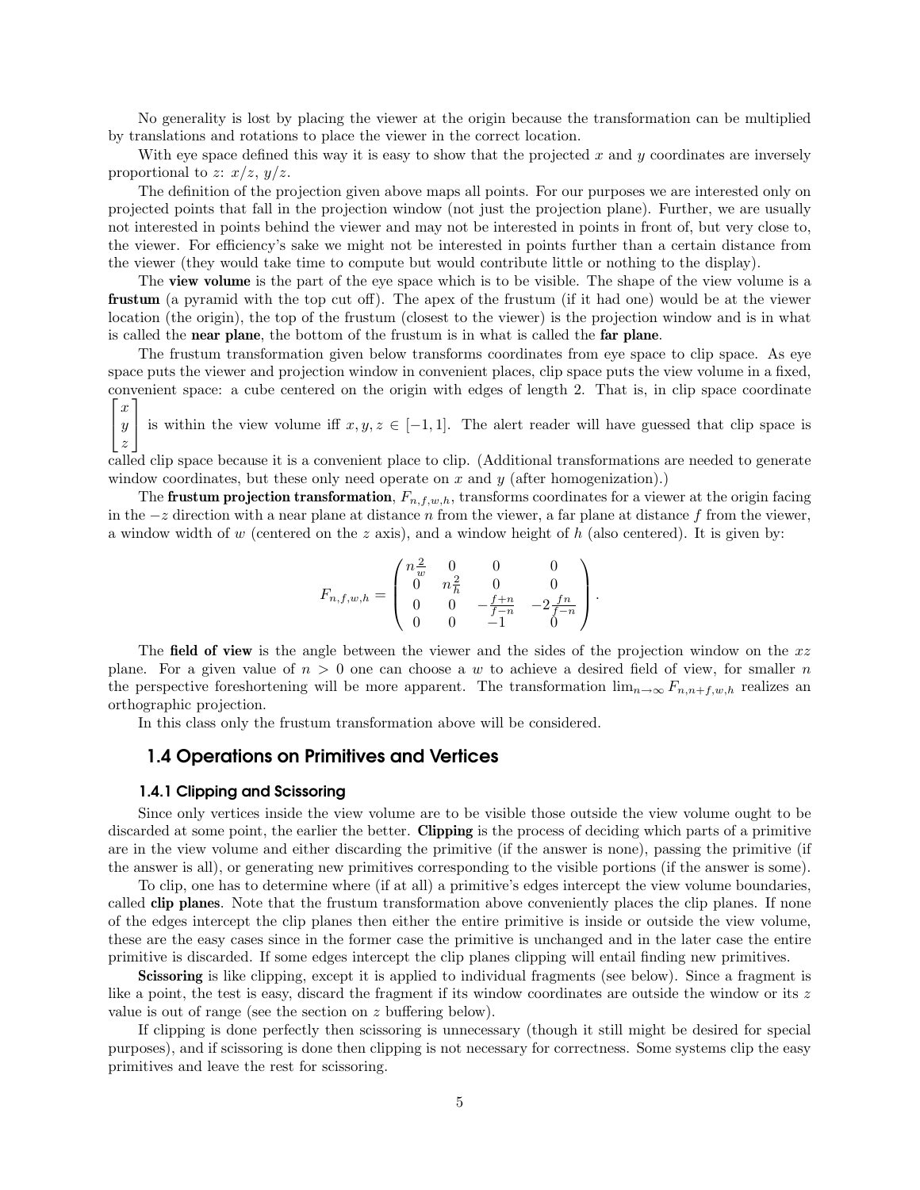No generality is lost by placing the viewer at the origin because the transformation can be multiplied by translations and rotations to place the viewer in the correct location.

With eye space defined this way it is easy to show that the projected $x$ and $y$ coordinates are inversely proportional to $z$: $x/z$, $y/z$.

The definition of the projection given above maps all points. For our purposes we are interested only on projected points that fall in the projection window (not just the projection plane). Further, we are usually not interested in points behind the viewer and may not be interested in points in front of, but very close to, the viewer. For efficiency's sake we might not be interested in points further than a certain distance from the viewer (they would take time to compute but would contribute little or nothing to the display).

The **view volume** is the part of the eye space which is to be visible. The shape of the view volume is a **frustum** (a pyramid with the top cut off). The apex of the frustum (if it had one) would be at the viewer location (the origin), the top of the frustum (closest to the viewer) is the projection window and is in what is called the **near plane**, the bottom of the frustum is in what is called the **far plane**.

The frustum transformation given below transforms coordinates from eye space to clip space. As eye space puts the viewer and projection window in convenient places, clip space puts the view volume in a fixed, convenient space: a cube centered on the origin with edges of length 2. That is, in clip space coordinate $\begin{bmatrix} x \\ y \\ z \end{bmatrix}$ is within the view volume iff $x, y, z \in [-1, 1]$. The alert reader will have guessed that clip space is called clip space because it is a convenient place to clip. (Additional transformations are needed to generate window coordinates, but these only need operate on $x$ and $y$ (after homogenization).)

The **frustum projection transformation**, $F_{n,f,w,h}$, transforms coordinates for a viewer at the origin facing in the $-z$ direction with a near plane at distance $n$ from the viewer, a far plane at distance $f$ from the viewer, a window width of $w$ (centered on the $z$ axis), and a window height of $h$ (also centered). It is given by:

$$F_{n,f,w,h} = \begin{pmatrix} n\frac{2}{w} & 0 & 0 & 0 \\ 0 & n\frac{2}{h} & 0 & 0 \\ 0 & 0 & -\frac{f+n}{f-n} & -2\frac{fn}{f-n} \\ 0 & 0 & -1 & 0 \end{pmatrix}.$$

The **field of view** is the angle between the viewer and the sides of the projection window on the $xz$ plane. For a given value of $n > 0$ one can choose a $w$ to achieve a desired field of view, for smaller $n$ the perspective foreshortening will be more apparent. The transformation $\lim_{n \to \infty} F_{n,n+f,w,h}$ realizes an orthographic projection.

In this class only the frustum transformation above will be considered.

## 1.4 Operations on Primitives and Vertices

### 1.4.1 Clipping and Scissoring

Since only vertices inside the view volume are to be visible those outside the view volume ought to be discarded at some point, the earlier the better. **Clipping** is the process of deciding which parts of a primitive are in the view volume and either discarding the primitive (if the answer is none), passing the primitive (if the answer is all), or generating new primitives corresponding to the visible portions (if the answer is some).

To clip, one has to determine where (if at all) a primitive's edges intercept the view volume boundaries, called **clip planes**. Note that the frustum transformation above conveniently places the clip planes. If none of the edges intercept the clip planes then either the entire primitive is inside or outside the view volume, these are the easy cases since in the former case the primitive is unchanged and in the later case the entire primitive is discarded. If some edges intercept the clip planes clipping will entail finding new primitives.

**Scissoring** is like clipping, except it is applied to individual fragments (see below). Since a fragment is like a point, the test is easy, discard the fragment if its window coordinates are outside the window or its $z$ value is out of range (see the section on $z$ buffering below).

If clipping is done perfectly then scissoring is unnecessary (though it still might be desired for special purposes), and if scissoring is done then clipping is not necessary for correctness. Some systems clip the easy primitives and leave the rest for scissoring.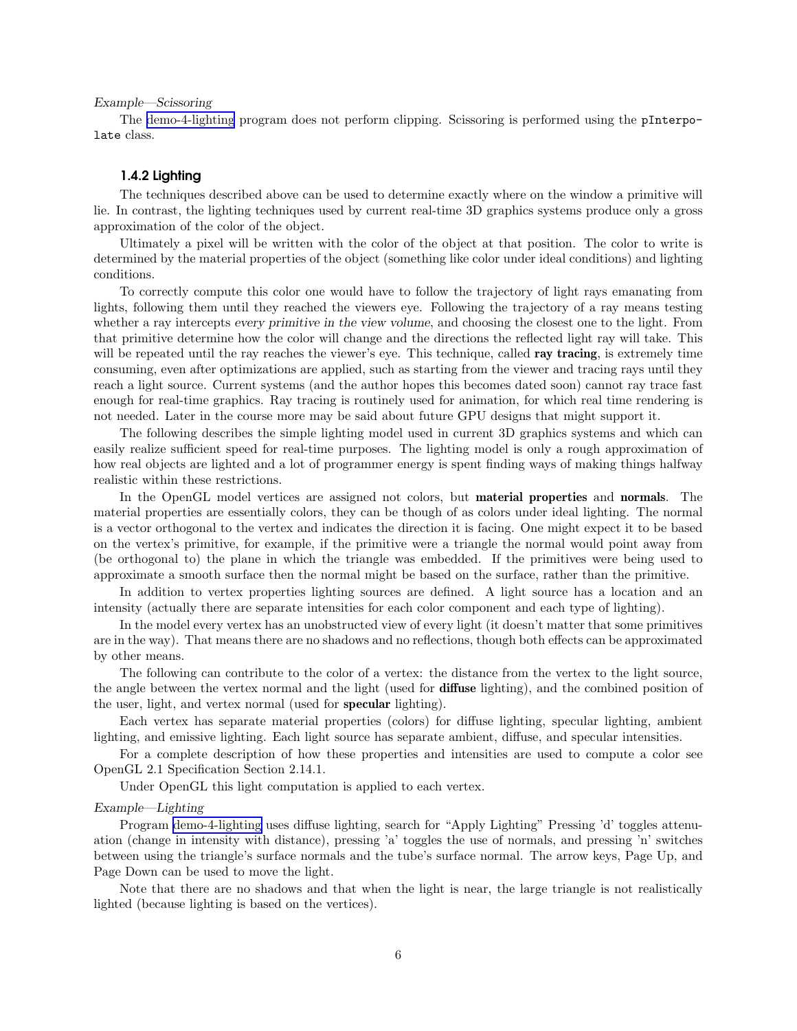*Example—Scissoring*

The demo-4-lighting program does not perform clipping. Scissoring is performed using the `pInterpolate` class.

### 1.4.2 Lighting

The techniques described above can be used to determine exactly where on the window a primitive will lie. In contrast, the lighting techniques used by current real-time 3D graphics systems produce only a gross approximation of the color of the object.

Ultimately a pixel will be written with the color of the object at that position. The color to write is determined by the material properties of the object (something like color under ideal conditions) and lighting conditions.

To correctly compute this color one would have to follow the trajectory of light rays emanating from lights, following them until they reached the viewers eye. Following the trajectory of a ray means testing whether a ray intercepts *every primitive in the view volume*, and choosing the closest one to the light. From that primitive determine how the color will change and the directions the reflected light ray will take. This will be repeated until the ray reaches the viewer's eye. This technique, called **ray tracing**, is extremely time consuming, even after optimizations are applied, such as starting from the viewer and tracing rays until they reach a light source. Current systems (and the author hopes this becomes dated soon) cannot ray trace fast enough for real-time graphics. Ray tracing is routinely used for animation, for which real time rendering is not needed. Later in the course more may be said about future GPU designs that might support it.

The following describes the simple lighting model used in current 3D graphics systems and which can easily realize sufficient speed for real-time purposes. The lighting model is only a rough approximation of how real objects are lighted and a lot of programmer energy is spent finding ways of making things halfway realistic within these restrictions.

In the OpenGL model vertices are assigned not colors, but **material properties** and **normals**. The material properties are essentially colors, they can be though of as colors under ideal lighting. The normal is a vector orthogonal to the vertex and indicates the direction it is facing. One might expect it to be based on the vertex's primitive, for example, if the primitive were a triangle the normal would point away from (be orthogonal to) the plane in which the triangle was embedded. If the primitives were being used to approximate a smooth surface then the normal might be based on the surface, rather than the primitive.

In addition to vertex properties lighting sources are defined. A light source has a location and an intensity (actually there are separate intensities for each color component and each type of lighting).

In the model every vertex has an unobstructed view of every light (it doesn't matter that some primitives are in the way). That means there are no shadows and no reflections, though both effects can be approximated by other means.

The following can contribute to the color of a vertex: the distance from the vertex to the light source, the angle between the vertex normal and the light (used for **diffuse** lighting), and the combined position of the user, light, and vertex normal (used for **specular** lighting).

Each vertex has separate material properties (colors) for diffuse lighting, specular lighting, ambient lighting, and emissive lighting. Each light source has separate ambient, diffuse, and specular intensities.

For a complete description of how these properties and intensities are used to compute a color see OpenGL 2.1 Specification Section 2.14.1.

Under OpenGL this light computation is applied to each vertex.

*Example—Lighting*

Program demo-4-lighting uses diffuse lighting, search for "Apply Lighting" Pressing 'd' toggles attenuation (change in intensity with distance), pressing 'a' toggles the use of normals, and pressing 'n' switches between using the triangle's surface normals and the tube's surface normal. The arrow keys, Page Up, and Page Down can be used to move the light.

Note that there are no shadows and that when the light is near, the large triangle is not realistically lighted (because lighting is based on the vertices).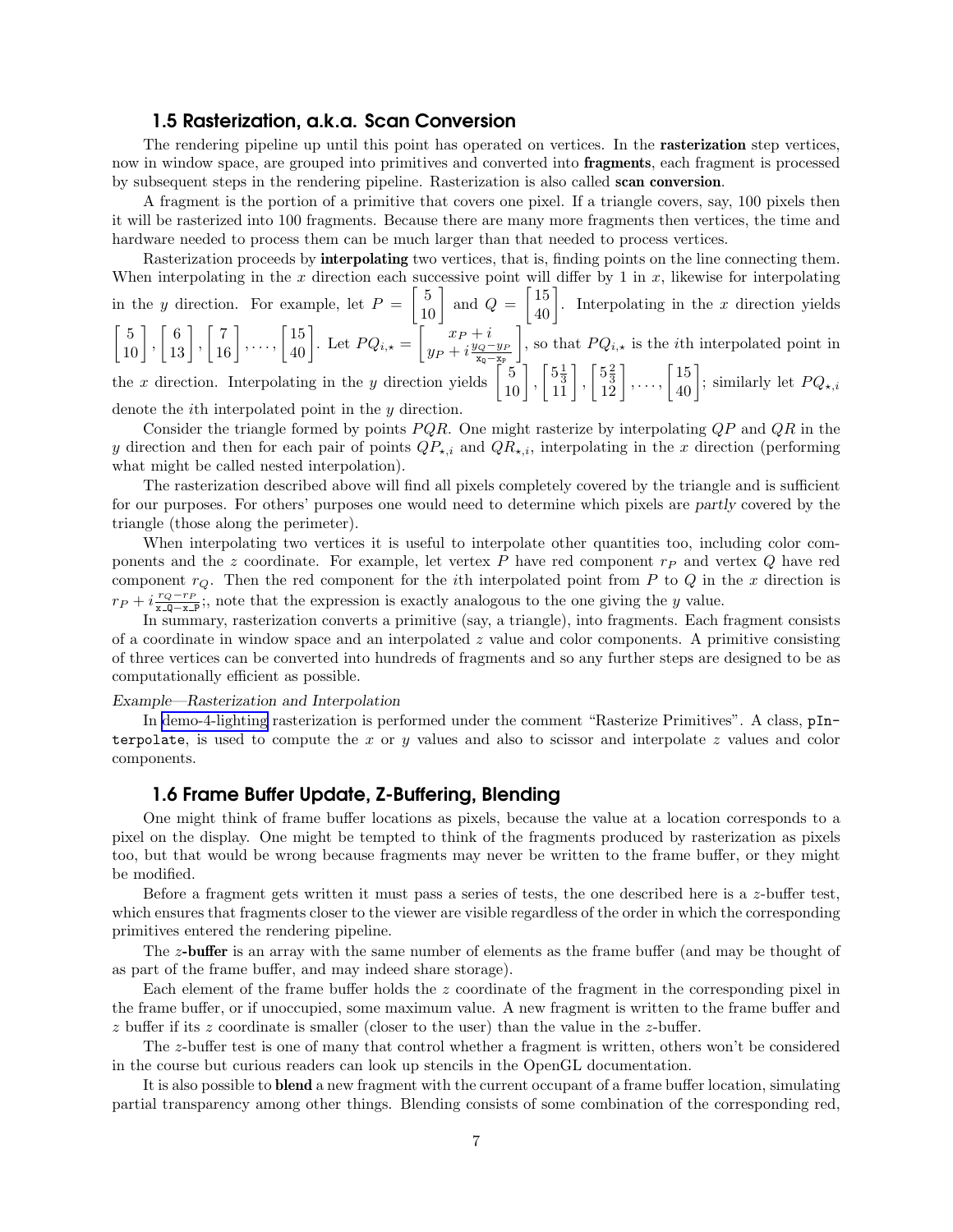### 1.5 Rasterization, a.k.a. Scan Conversion

The rendering pipeline up until this point has operated on vertices. In the **rasterization** step vertices, now in window space, are grouped into primitives and converted into **fragments**, each fragment is processed by subsequent steps in the rendering pipeline. Rasterization is also called **scan conversion**.

A fragment is the portion of a primitive that covers one pixel. If a triangle covers, say, 100 pixels then it will be rasterized into 100 fragments. Because there are many more fragments then vertices, the time and hardware needed to process them can be much larger than that needed to process vertices.

Rasterization proceeds by **interpolating** two vertices, that is, finding points on the line connecting them. When interpolating in the $x$ direction each successive point will differ by 1 in $x$, likewise for interpolating in the $y$ direction. For example, let $P = \begin{bmatrix} 5 \\ 10 \end{bmatrix}$ and $Q = \begin{bmatrix} 15 \\ 40 \end{bmatrix}$. Interpolating in the $x$ direction yields $\begin{bmatrix} 5 \\ 10 \end{bmatrix}, \begin{bmatrix} 6 \\ 13 \end{bmatrix}, \begin{bmatrix} 7 \\ 16 \end{bmatrix}, \ldots, \begin{bmatrix} 15 \\ 40 \end{bmatrix}$. Let $PQ_{i,\star} = \begin{bmatrix} x_P + i \\ y_P + i\frac{y_Q - y_P}{\texttt{x}_\texttt{Q} - \texttt{x}_\texttt{P}} \end{bmatrix}$, so that $PQ_{i,\star}$ is the $i$th interpolated point in the $x$ direction. Interpolating in the $y$ direction yields $\begin{bmatrix} 5 \\ 10 \end{bmatrix}, \begin{bmatrix} 5\frac{1}{3} \\ 11 \end{bmatrix}, \begin{bmatrix} 5\frac{2}{3} \\ 12 \end{bmatrix}, \ldots, \begin{bmatrix} 15 \\ 40 \end{bmatrix}$; similarly let $PQ_{\star,i}$ denote the $i$th interpolated point in the $y$ direction.

Consider the triangle formed by points $PQR$. One might rasterize by interpolating $QP$ and $QR$ in the $y$ direction and then for each pair of points $QP_{\star,i}$ and $QR_{\star,i}$, interpolating in the $x$ direction (performing what might be called nested interpolation).

The rasterization described above will find all pixels completely covered by the triangle and is sufficient for our purposes. For others' purposes one would need to determine which pixels are *partly* covered by the triangle (those along the perimeter).

When interpolating two vertices it is useful to interpolate other quantities too, including color components and the $z$ coordinate. For example, let vertex $P$ have red component $r_P$ and vertex $Q$ have red component $r_Q$. Then the red component for the $i$th interpolated point from $P$ to $Q$ in the $x$ direction is $r_P + i\frac{r_Q - r_P}{\texttt{x\_Q} - \texttt{x\_P}}$;, note that the expression is exactly analogous to the one giving the $y$ value.

In summary, rasterization converts a primitive (say, a triangle), into fragments. Each fragment consists of a coordinate in window space and an interpolated $z$ value and color components. A primitive consisting of three vertices can be converted into hundreds of fragments and so any further steps are designed to be as computationally efficient as possible.

*Example—Rasterization and Interpolation*

In demo-4-lighting rasterization is performed under the comment "Rasterize Primitives". A class, `pInterpolate`, is used to compute the $x$ or $y$ values and also to scissor and interpolate $z$ values and color components.

### 1.6 Frame Buffer Update, Z-Buffering, Blending

One might think of frame buffer locations as pixels, because the value at a location corresponds to a pixel on the display. One might be tempted to think of the fragments produced by rasterization as pixels too, but that would be wrong because fragments may never be written to the frame buffer, or they might be modified.

Before a fragment gets written it must pass a series of tests, the one described here is a $z$-buffer test, which ensures that fragments closer to the viewer are visible regardless of the order in which the corresponding primitives entered the rendering pipeline.

The $z$**-buffer** is an array with the same number of elements as the frame buffer (and may be thought of as part of the frame buffer, and may indeed share storage).

Each element of the frame buffer holds the $z$ coordinate of the fragment in the corresponding pixel in the frame buffer, or if unoccupied, some maximum value. A new fragment is written to the frame buffer and $z$ buffer if its $z$ coordinate is smaller (closer to the user) than the value in the $z$-buffer.

The $z$-buffer test is one of many that control whether a fragment is written, others won't be considered in the course but curious readers can look up stencils in the OpenGL documentation.

It is also possible to **blend** a new fragment with the current occupant of a frame buffer location, simulating partial transparency among other things. Blending consists of some combination of the corresponding red,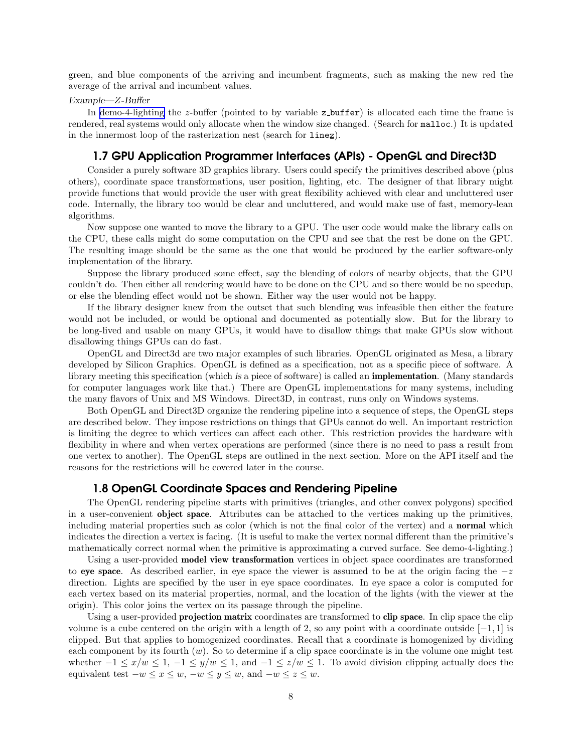green, and blue components of the arriving and incumbent fragments, such as making the new red the average of the arrival and incumbent values.

*Example—Z-Buffer*

In demo-4-lighting the $z$-buffer (pointed to by variable `z_buffer`) is allocated each time the frame is rendered, real systems would only allocate when the window size changed. (Search for `malloc`.) It is updated in the innermost loop of the rasterization nest (search for `linez`).

## 1.7 GPU Application Programmer Interfaces (APIs) - OpenGL and Direct3D

Consider a purely software 3D graphics library. Users could specify the primitives described above (plus others), coordinate space transformations, user position, lighting, etc. The designer of that library might provide functions that would provide the user with great flexibility achieved with clear and uncluttered user code. Internally, the library too would be clear and uncluttered, and would make use of fast, memory-lean algorithms.

Now suppose one wanted to move the library to a GPU. The user code would make the library calls on the CPU, these calls might do some computation on the CPU and see that the rest be done on the GPU. The resulting image should be the same as the one that would be produced by the earlier software-only implementation of the library.

Suppose the library produced some effect, say the blending of colors of nearby objects, that the GPU couldn't do. Then either all rendering would have to be done on the CPU and so there would be no speedup, or else the blending effect would not be shown. Either way the user would not be happy.

If the library designer knew from the outset that such blending was infeasible then either the feature would not be included, or would be optional and documented as potentially slow. But for the library to be long-lived and usable on many GPUs, it would have to disallow things that make GPUs slow without disallowing things GPUs can do fast.

OpenGL and Direct3d are two major examples of such libraries. OpenGL originated as Mesa, a library developed by Silicon Graphics. OpenGL is defined as a specification, not as a specific piece of software. A library meeting this specification (which *is* a piece of software) is called an **implementation**. (Many standards for computer languages work like that.) There are OpenGL implementations for many systems, including the many flavors of Unix and MS Windows. Direct3D, in contrast, runs only on Windows systems.

Both OpenGL and Direct3D organize the rendering pipeline into a sequence of steps, the OpenGL steps are described below. They impose restrictions on things that GPUs cannot do well. An important restriction is limiting the degree to which vertices can affect each other. This restriction provides the hardware with flexibility in where and when vertex operations are performed (since there is no need to pass a result from one vertex to another). The OpenGL steps are outlined in the next section. More on the API itself and the reasons for the restrictions will be covered later in the course.

## 1.8 OpenGL Coordinate Spaces and Rendering Pipeline

The OpenGL rendering pipeline starts with primitives (triangles, and other convex polygons) specified in a user-convenient **object space**. Attributes can be attached to the vertices making up the primitives, including material properties such as color (which is not the final color of the vertex) and a **normal** which indicates the direction a vertex is facing. (It is useful to make the vertex normal different than the primitive's mathematically correct normal when the primitive is approximating a curved surface. See demo-4-lighting.)

Using a user-provided **model view transformation** vertices in object space coordinates are transformed to **eye space**. As described earlier, in eye space the viewer is assumed to be at the origin facing the $-z$ direction. Lights are specified by the user in eye space coordinates. In eye space a color is computed for each vertex based on its material properties, normal, and the location of the lights (with the viewer at the origin). This color joins the vertex on its passage through the pipeline.

Using a user-provided **projection matrix** coordinates are transformed to **clip space**. In clip space the clip volume is a cube centered on the origin with a length of 2, so any point with a coordinate outside $[-1, 1]$ is clipped. But that applies to homogenized coordinates. Recall that a coordinate is homogenized by dividing each component by its fourth ($w$). So to determine if a clip space coordinate is in the volume one might test whether $-1 \leq x/w \leq 1$, $-1 \leq y/w \leq 1$, and $-1 \leq z/w \leq 1$. To avoid division clipping actually does the equivalent test $-w \leq x \leq w$, $-w \leq y \leq w$, and $-w \leq z \leq w$.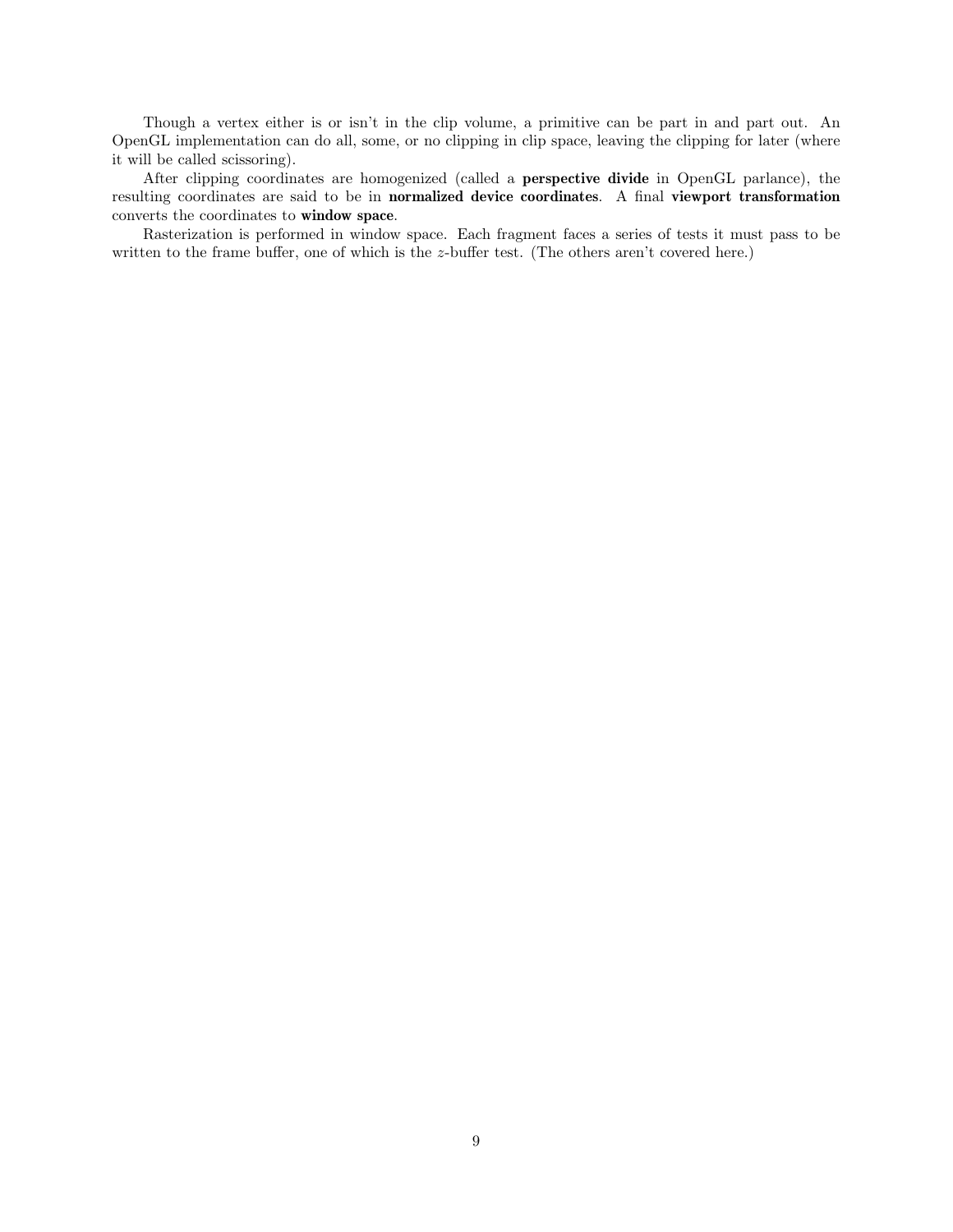Though a vertex either is or isn't in the clip volume, a primitive can be part in and part out. An OpenGL implementation can do all, some, or no clipping in clip space, leaving the clipping for later (where it will be called scissoring).

After clipping coordinates are homogenized (called a **perspective divide** in OpenGL parlance), the resulting coordinates are said to be in **normalized device coordinates**. A final **viewport transformation** converts the coordinates to **window space**.

Rasterization is performed in window space. Each fragment faces a series of tests it must pass to be written to the frame buffer, one of which is the $z$-buffer test. (The others aren't covered here.)